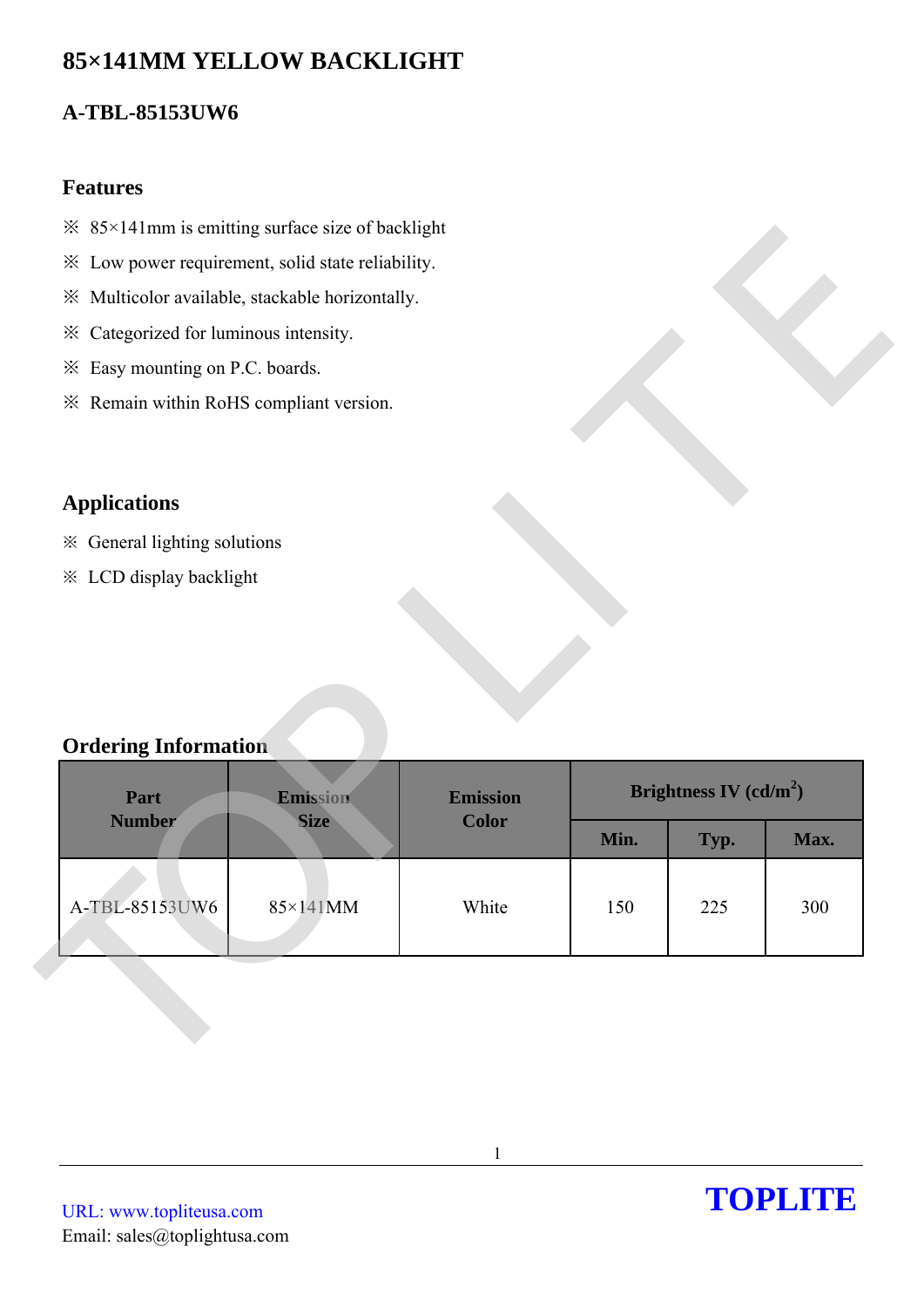# 85×141MM YELLOW BACKLIGHT

## A-TBL-85153UW6

### Features

※ 85×141mm is emitting surface size of backlight

※ Low power requirement, solid state reliability.

※ Multicolor available, stackable horizontally.

※ Categorized for luminous intensity.

※ Easy mounting on P.C. boards.

※ Remain within RoHS compliant version.

### Applications

※ General lighting solutions

※ LCD display backlight

### Ordering Information

| Part Number | Emission Size | Emission Color | Brightness IV (cd/m$^2$) | | |
|---|---|---|---|---|---|
| | | | Min. | Typ. | Max. |
| A-TBL-85153UW6 | 85×141MM | White | 150 | 225 | 300 |

URL: www.topliteusa.com

Email: sales@toplightusa.com

**TOPLITE**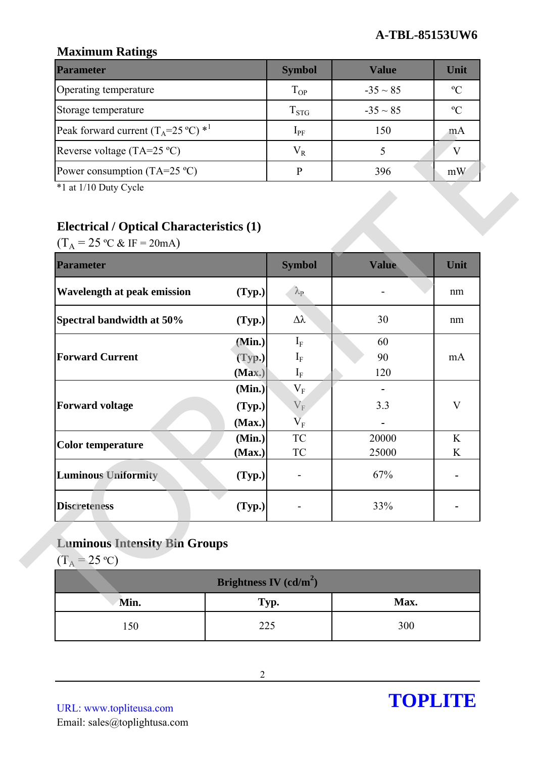## Maximum Ratings

| Parameter | Symbol | Value | Unit |
|---|---|---|---|
| Operating temperature | $T_{OP}$ | -35 ~ 85 | ºC |
| Storage temperature | $T_{STG}$ | -35 ~ 85 | ºC |
| Peak forward current ($T_A$=25 ºC) *1 | $I_{PF}$ | 150 | mA |
| Reverse voltage (TA=25 ºC) | $V_R$ | 5 | V |
| Power consumption (TA=25 ºC) | P | 396 | mW |

*1 at 1/10 Duty Cycle

## Electrical / Optical Characteristics (1)

($T_A$ = 25 ºC & IF = 20mA)

| Parameter | | Symbol | Value | Unit |
|---|---|---|---|---|
| **Wavelength at peak emission** | **(Typ.)** | $\lambda_P$ | - | nm |
| **Spectral bandwidth at 50%** | **(Typ.)** | $\Delta\lambda$ | 30 | nm |
| **Forward Current** | **(Min.)** | $I_F$ | 60 | mA |
| | **(Typ.)** | $I_F$ | 90 | |
| | **(Max.)** | $I_F$ | 120 | |
| **Forward voltage** | **(Min.)** | $V_F$ | - | V |
| | **(Typ.)** | $V_F$ | 3.3 | |
| | **(Max.)** | $V_F$ | - | |
| **Color temperature** | **(Min.)** | TC | 20000 | K |
| | **(Max.)** | TC | 25000 | K |
| **Luminous Uniformity** | **(Typ.)** | - | 67% | - |
| **Discreteness** | **(Typ.)** | - | 33% | - |

## Luminous Intensity Bin Groups

($T_A$ = 25 ºC)

| Brightness IV (cd/m²) | | |
|---|---|---|
| **Min.** | **Typ.** | **Max.** |
| 150 | 225 | 300 |

URL: www.topliteusa.com
Email: sales@toplightusa.com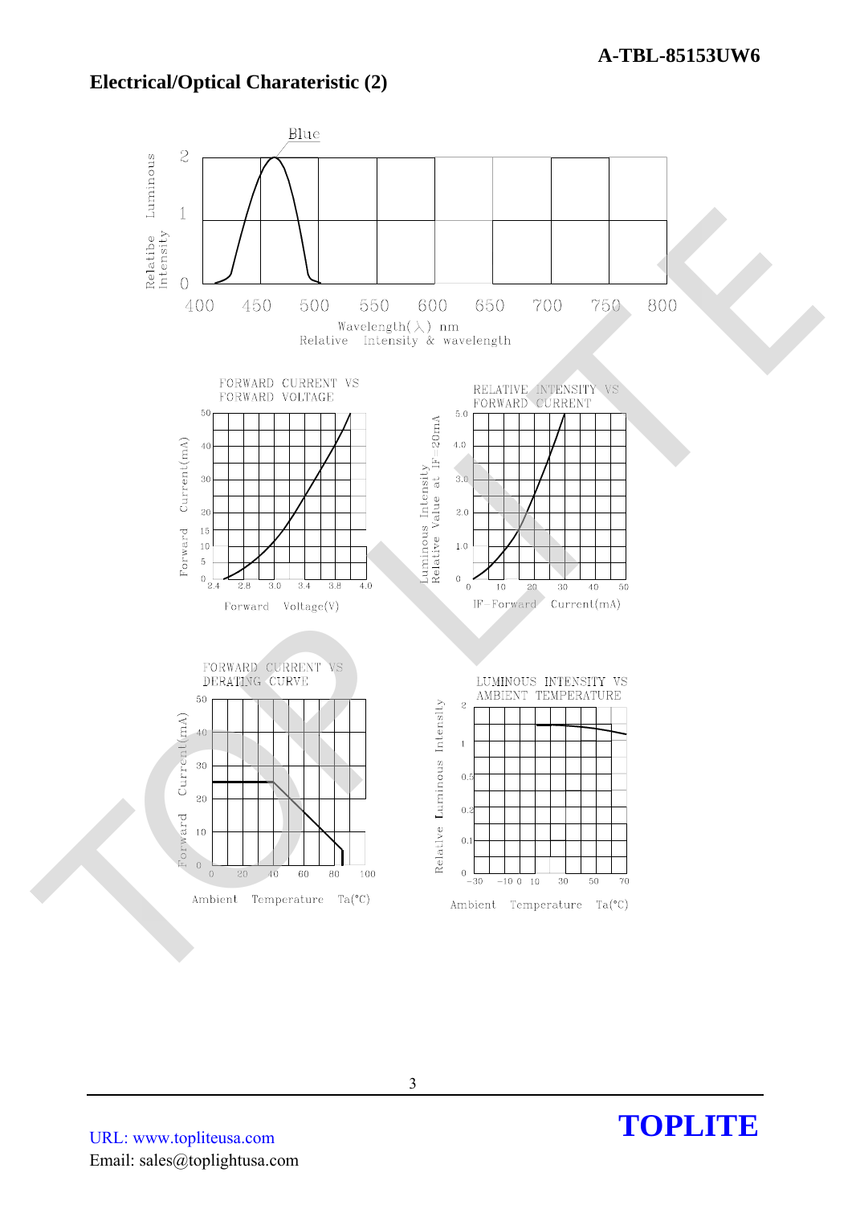## Electrical/Optical Charateristic (2)

Blue

Relatibe Luminous Intensity

Wavelength(λ) nm

Relative Intensity & wavelength

FORWARD CURRENT VS FORWARD VOLTAGE

Forward Current(mA)

Forward Voltage(V)

RELATIVE INTENSITY VS FORWARD CURRENT

Luminous Intensity Relative Value at IF=20mA

IF-Forward Current(mA)

FORWARD CURRENT VS DERATING CURVE

Forward Current(mA)

Ambient Temperature Ta(°C)

LUMINOUS INTENSITY VS AMBIENT TEMPERATURE

Relative Luminous Intensily

Ambient Temperature Ta(°C)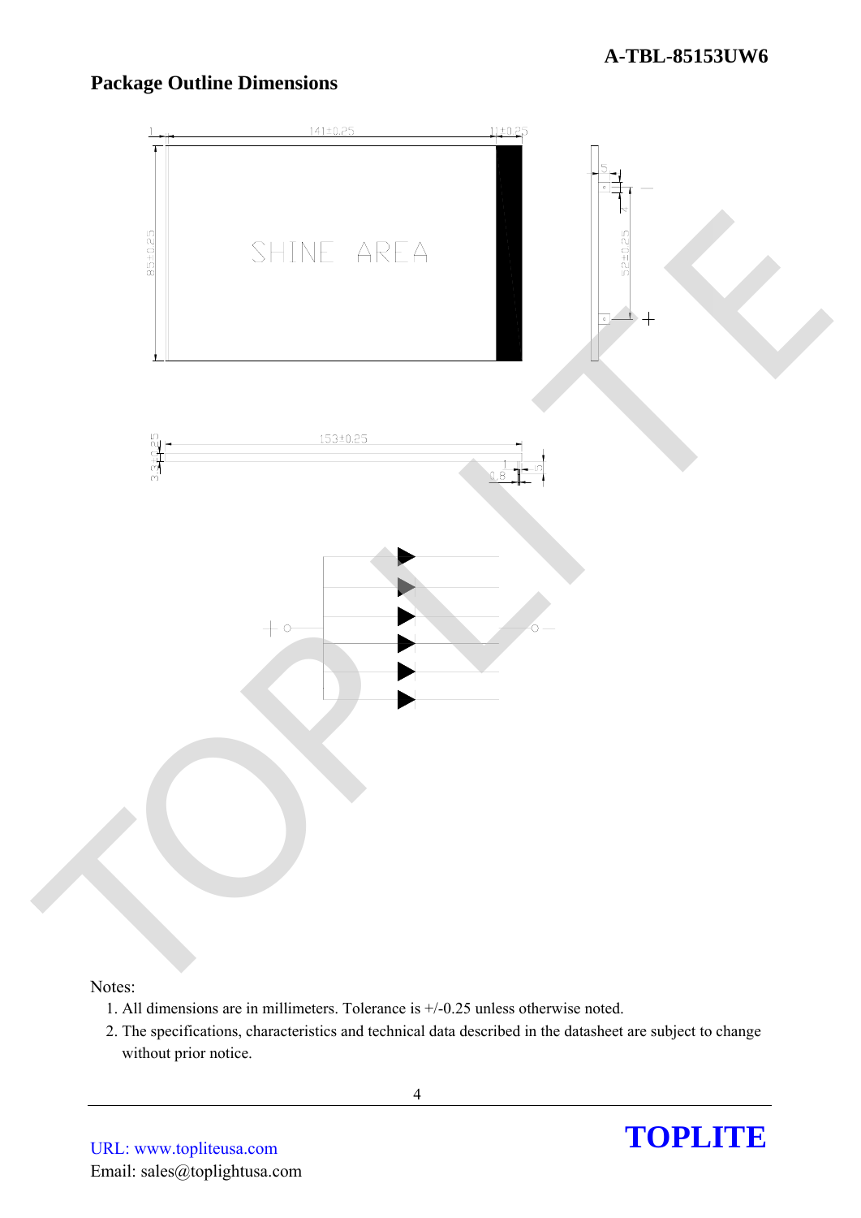## Package Outline Dimensions

Notes:

1. All dimensions are in millimeters. Tolerance is +/-0.25 unless otherwise noted.
2. The specifications, characteristics and technical data described in the datasheet are subject to change without prior notice.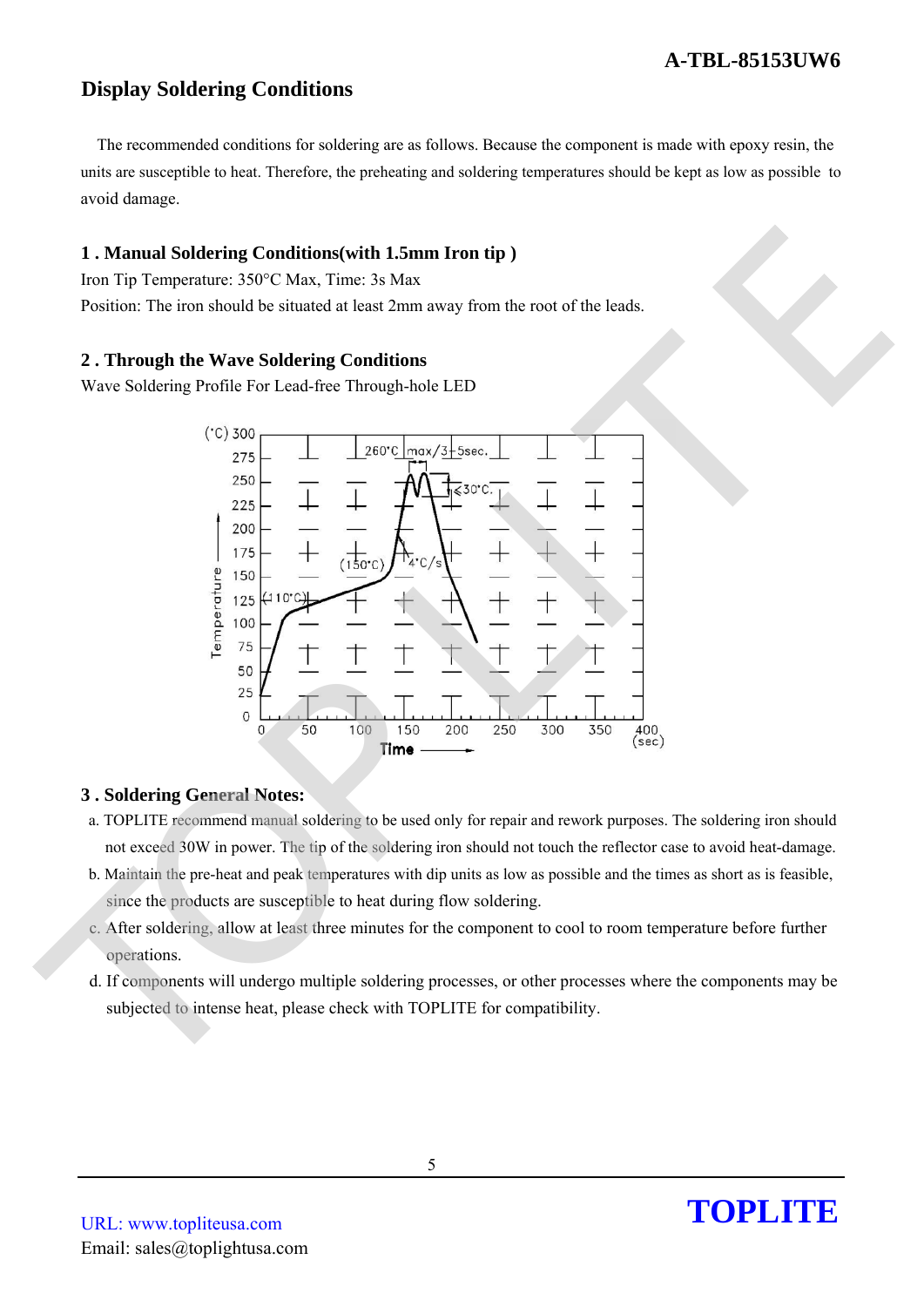# Display Soldering Conditions

The recommended conditions for soldering are as follows. Because the component is made with epoxy resin, the units are susceptible to heat. Therefore, the preheating and soldering temperatures should be kept as low as possible to avoid damage.

## 1 . Manual Soldering Conditions(with 1.5mm Iron tip )

Iron Tip Temperature: 350°C Max, Time: 3s Max

Position: The iron should be situated at least 2mm away from the root of the leads.

## 2 . Through the Wave Soldering Conditions

Wave Soldering Profile For Lead-free Through-hole LED

(°C) 300
275
250
225
200
175
150
125
100
75
50
25
0
Temperature
260°C max/3~5sec.
<30°C.
4°C/s
(150°C)
(110°C)
0 50 100 150 200 250 300 350 400 (sec)
Time

## 3 . Soldering General Notes:

a. TOPLITE recommend manual soldering to be used only for repair and rework purposes. The soldering iron should not exceed 30W in power. The tip of the soldering iron should not touch the reflector case to avoid heat-damage.

b. Maintain the pre-heat and peak temperatures with dip units as low as possible and the times as short as is feasible, since the products are susceptible to heat during flow soldering.

c. After soldering, allow at least three minutes for the component to cool to room temperature before further operations.

d. If components will undergo multiple soldering processes, or other processes where the components may be subjected to intense heat, please check with TOPLITE for compatibility.